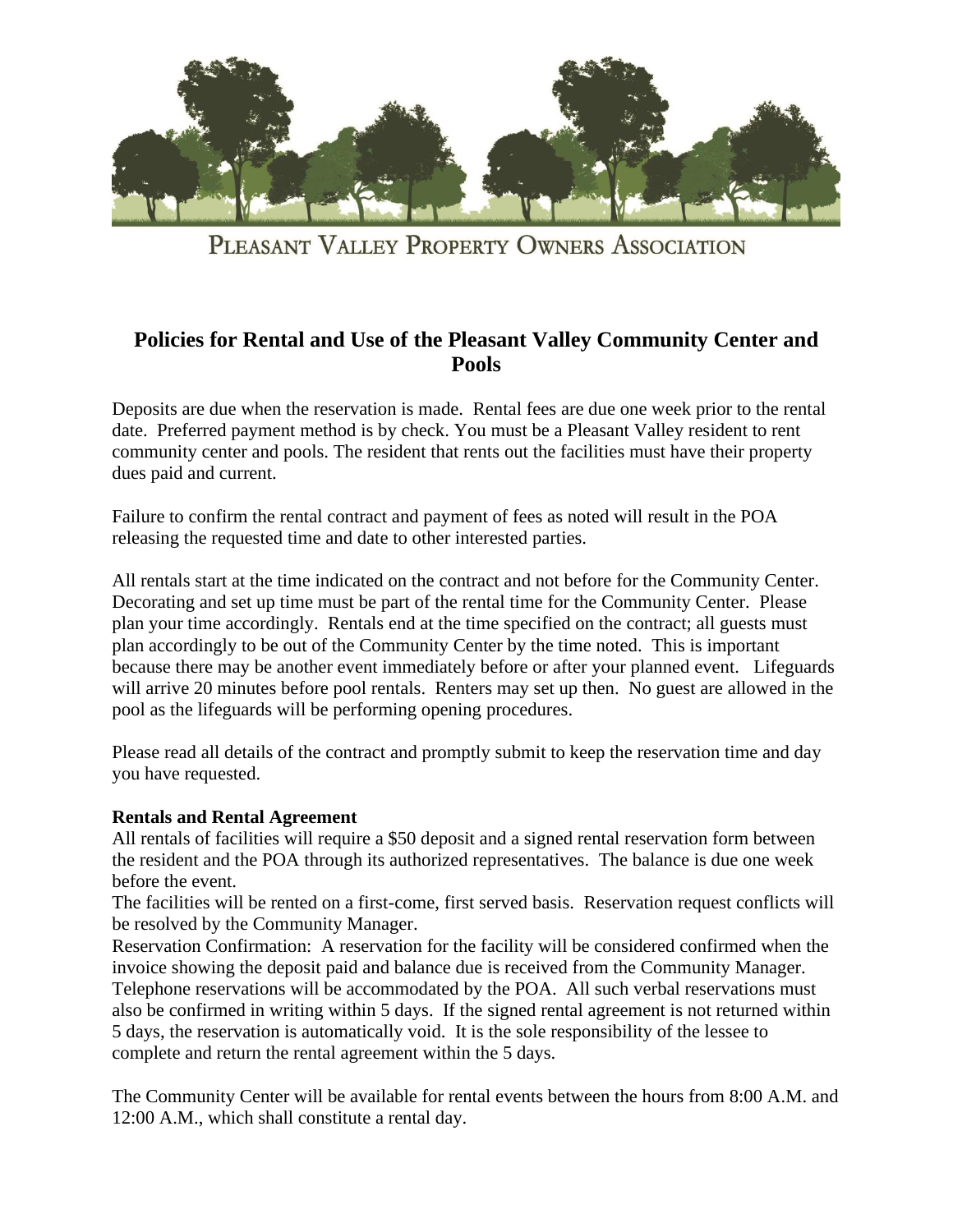PLEASANT VALLEY PROPERTY OWNERS ASSOCIATION

# Policies for Rental and Use of the Pleasant Valley Community Center and Pools

Deposits are due when the reservation is made. Rental fees are due one week prior to the rental date. Preferred payment method is by check. You must be a Pleasant Valley resident to rent community center and pools. The resident that rents out the facilities must have their property dues paid and current.

Failure to confirm the rental contract and payment of fees as noted will result in the POA releasing the requested time and date to other interested parties.

All rentals start at the time indicated on the contract and not before for the Community Center. Decorating and set up time must be part of the rental time for the Community Center. Please plan your time accordingly. Rentals end at the time specified on the contract; all guests must plan accordingly to be out of the Community Center by the time noted. This is important because there may be another event immediately before or after your planned event. Lifeguards will arrive 20 minutes before pool rentals. Renters may set up then. No guest are allowed in the pool as the lifeguards will be performing opening procedures.

Please read all details of the contract and promptly submit to keep the reservation time and day you have requested.

**Rentals and Rental Agreement**

All rentals of facilities will require a $50 deposit and a signed rental reservation form between the resident and the POA through its authorized representatives. The balance is due one week before the event.

The facilities will be rented on a first-come, first served basis. Reservation request conflicts will be resolved by the Community Manager.

Reservation Confirmation: A reservation for the facility will be considered confirmed when the invoice showing the deposit paid and balance due is received from the Community Manager. Telephone reservations will be accommodated by the POA. All such verbal reservations must also be confirmed in writing within 5 days. If the signed rental agreement is not returned within 5 days, the reservation is automatically void. It is the sole responsibility of the lessee to complete and return the rental agreement within the 5 days.

The Community Center will be available for rental events between the hours from 8:00 A.M. and 12:00 A.M., which shall constitute a rental day.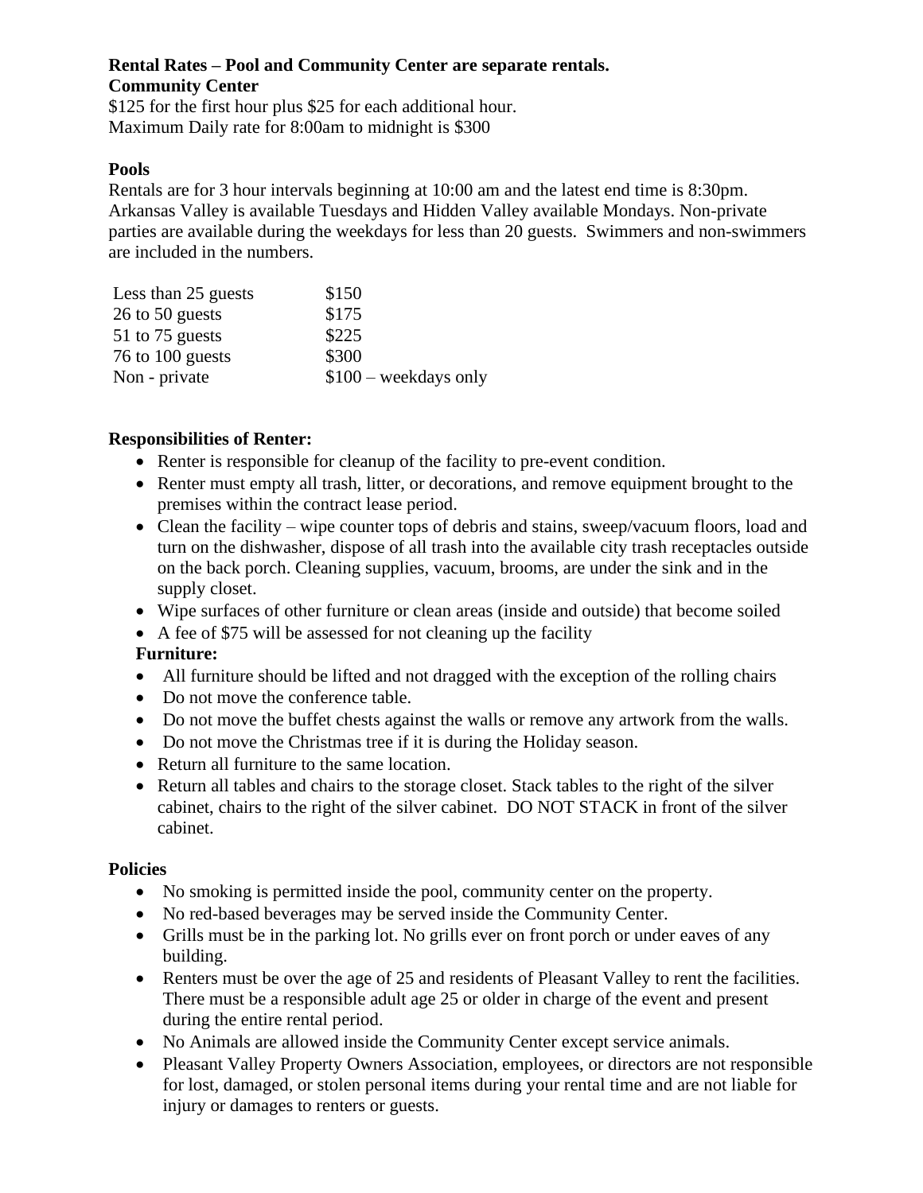**Rental Rates – Pool and Community Center are separate rentals.**
**Community Center**
$125 for the first hour plus $25 for each additional hour.
Maximum Daily rate for 8:00am to midnight is $300

**Pools**
Rentals are for 3 hour intervals beginning at 10:00 am and the latest end time is 8:30pm. Arkansas Valley is available Tuesdays and Hidden Valley available Mondays. Non-private parties are available during the weekdays for less than 20 guests. Swimmers and non-swimmers are included in the numbers.

| | |
|---|---|
| Less than 25 guests | $150 |
| 26 to 50 guests | $175 |
| 51 to 75 guests | $225 |
| 76 to 100 guests | $300 |
| Non - private | $100 – weekdays only |

**Responsibilities of Renter:**
- Renter is responsible for cleanup of the facility to pre-event condition.
- Renter must empty all trash, litter, or decorations, and remove equipment brought to the premises within the contract lease period.
- Clean the facility – wipe counter tops of debris and stains, sweep/vacuum floors, load and turn on the dishwasher, dispose of all trash into the available city trash receptacles outside on the back porch. Cleaning supplies, vacuum, brooms, are under the sink and in the supply closet.
- Wipe surfaces of other furniture or clean areas (inside and outside) that become soiled
- A fee of $75 will be assessed for not cleaning up the facility

**Furniture:**
- All furniture should be lifted and not dragged with the exception of the rolling chairs
- Do not move the conference table.
- Do not move the buffet chests against the walls or remove any artwork from the walls.
- Do not move the Christmas tree if it is during the Holiday season.
- Return all furniture to the same location.
- Return all tables and chairs to the storage closet. Stack tables to the right of the silver cabinet, chairs to the right of the silver cabinet. DO NOT STACK in front of the silver cabinet.

**Policies**
- No smoking is permitted inside the pool, community center on the property.
- No red-based beverages may be served inside the Community Center.
- Grills must be in the parking lot. No grills ever on front porch or under eaves of any building.
- Renters must be over the age of 25 and residents of Pleasant Valley to rent the facilities. There must be a responsible adult age 25 or older in charge of the event and present during the entire rental period.
- No Animals are allowed inside the Community Center except service animals.
- Pleasant Valley Property Owners Association, employees, or directors are not responsible for lost, damaged, or stolen personal items during your rental time and are not liable for injury or damages to renters or guests.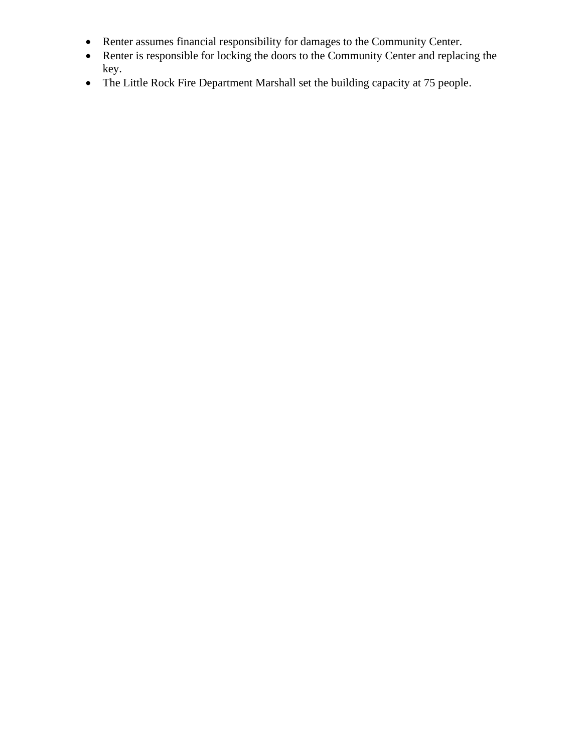- Renter assumes financial responsibility for damages to the Community Center.
- Renter is responsible for locking the doors to the Community Center and replacing the key.
- The Little Rock Fire Department Marshall set the building capacity at 75 people.